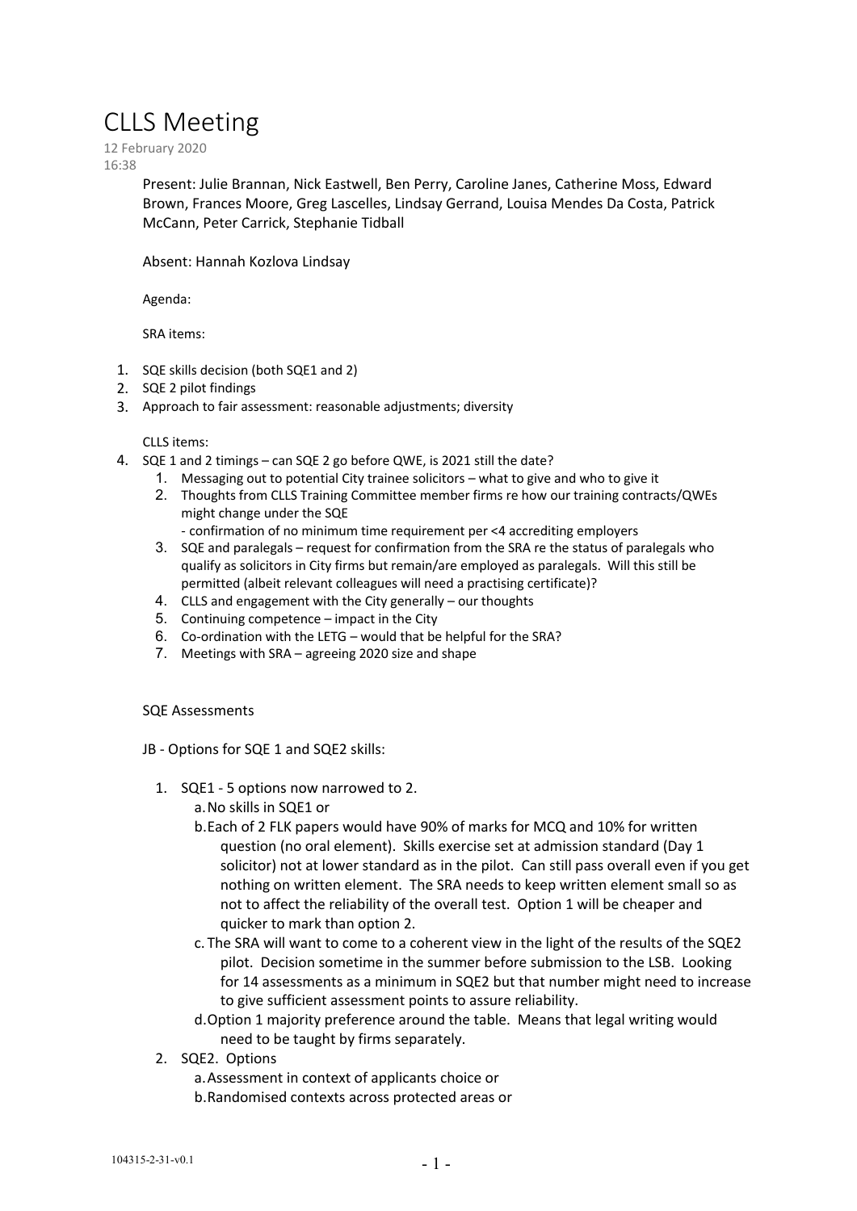# CLLS Meeting

12 February 2020

16:38

Present: Julie Brannan, Nick Eastwell, Ben Perry, Caroline Janes, Catherine Moss, Edward Brown, Frances Moore, Greg Lascelles, Lindsay Gerrand, Louisa Mendes Da Costa, Patrick McCann, Peter Carrick, Stephanie Tidball

Absent: Hannah Kozlova Lindsay

Agenda:

SRA items:

1. SQE skills decision (both SQE1 and 2)
2. SQE 2 pilot findings
3. Approach to fair assessment: reasonable adjustments; diversity

CLLS items:

4. SQE 1 and 2 timings – can SQE 2 go before QWE, is 2021 still the date?
    1. Messaging out to potential City trainee solicitors – what to give and who to give it
    2. Thoughts from CLLS Training Committee member firms re how our training contracts/QWEs might change under the SQE
       - confirmation of no minimum time requirement per <4 accrediting employers
    3. SQE and paralegals – request for confirmation from the SRA re the status of paralegals who qualify as solicitors in City firms but remain/are employed as paralegals. Will this still be permitted (albeit relevant colleagues will need a practising certificate)?
    4. CLLS and engagement with the City generally – our thoughts
    5. Continuing competence – impact in the City
    6. Co-ordination with the LETG – would that be helpful for the SRA?
    7. Meetings with SRA – agreeing 2020 size and shape

SQE Assessments

JB - Options for SQE 1 and SQE2 skills:

1. SQE1 - 5 options now narrowed to 2.
    a. No skills in SQE1 or
    b. Each of 2 FLK papers would have 90% of marks for MCQ and 10% for written question (no oral element). Skills exercise set at admission standard (Day 1 solicitor) not at lower standard as in the pilot. Can still pass overall even if you get nothing on written element. The SRA needs to keep written element small so as not to affect the reliability of the overall test. Option 1 will be cheaper and quicker to mark than option 2.
    c. The SRA will want to come to a coherent view in the light of the results of the SQE2 pilot. Decision sometime in the summer before submission to the LSB. Looking for 14 assessments as a minimum in SQE2 but that number might need to increase to give sufficient assessment points to assure reliability.
    d. Option 1 majority preference around the table. Means that legal writing would need to be taught by firms separately.
2. SQE2. Options
    a. Assessment in context of applicants choice or
    b. Randomised contexts across protected areas or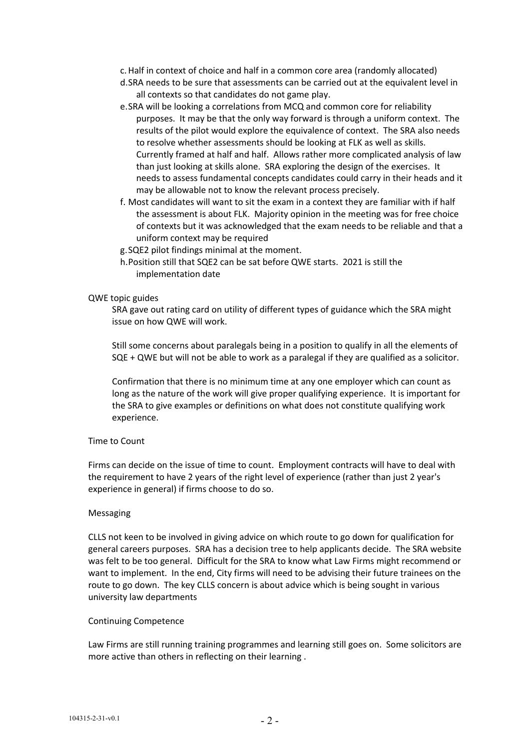c. Half in context of choice and half in a common core area (randomly allocated)

d. SRA needs to be sure that assessments can be carried out at the equivalent level in all contexts so that candidates do not game play.

e. SRA will be looking a correlations from MCQ and common core for reliability purposes. It may be that the only way forward is through a uniform context. The results of the pilot would explore the equivalence of context. The SRA also needs to resolve whether assessments should be looking at FLK as well as skills. Currently framed at half and half. Allows rather more complicated analysis of law than just looking at skills alone. SRA exploring the design of the exercises. It needs to assess fundamental concepts candidates could carry in their heads and it may be allowable not to know the relevant process precisely.

f. Most candidates will want to sit the exam in a context they are familiar with if half the assessment is about FLK. Majority opinion in the meeting was for free choice of contexts but it was acknowledged that the exam needs to be reliable and that a uniform context may be required

g. SQE2 pilot findings minimal at the moment.

h. Position still that SQE2 can be sat before QWE starts. 2021 is still the implementation date

QWE topic guides

SRA gave out rating card on utility of different types of guidance which the SRA might issue on how QWE will work.

Still some concerns about paralegals being in a position to qualify in all the elements of SQE + QWE but will not be able to work as a paralegal if they are qualified as a solicitor.

Confirmation that there is no minimum time at any one employer which can count as long as the nature of the work will give proper qualifying experience. It is important for the SRA to give examples or definitions on what does not constitute qualifying work experience.

Time to Count

Firms can decide on the issue of time to count. Employment contracts will have to deal with the requirement to have 2 years of the right level of experience (rather than just 2 year's experience in general) if firms choose to do so.

Messaging

CLLS not keen to be involved in giving advice on which route to go down for qualification for general careers purposes. SRA has a decision tree to help applicants decide. The SRA website was felt to be too general. Difficult for the SRA to know what Law Firms might recommend or want to implement. In the end, City firms will need to be advising their future trainees on the route to go down. The key CLLS concern is about advice which is being sought in various university law departments

Continuing Competence

Law Firms are still running training programmes and learning still goes on. Some solicitors are more active than others in reflecting on their learning .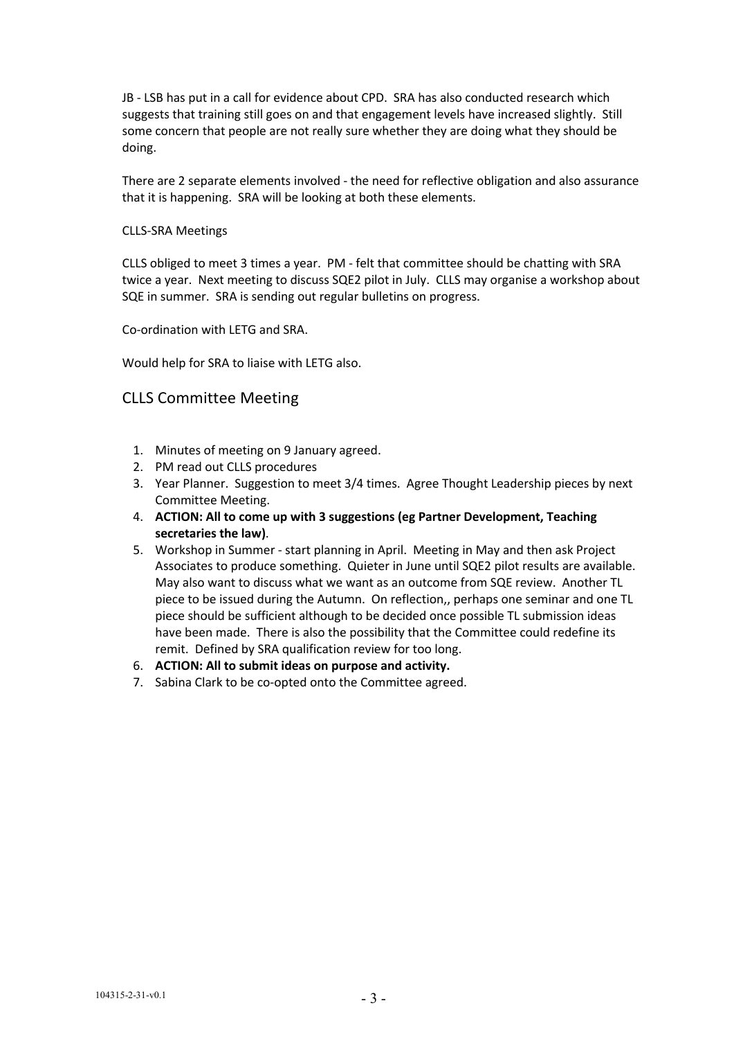JB - LSB has put in a call for evidence about CPD. SRA has also conducted research which suggests that training still goes on and that engagement levels have increased slightly. Still some concern that people are not really sure whether they are doing what they should be doing.

There are 2 separate elements involved - the need for reflective obligation and also assurance that it is happening. SRA will be looking at both these elements.

CLLS-SRA Meetings

CLLS obliged to meet 3 times a year. PM - felt that committee should be chatting with SRA twice a year. Next meeting to discuss SQE2 pilot in July. CLLS may organise a workshop about SQE in summer. SRA is sending out regular bulletins on progress.

Co-ordination with LETG and SRA.

Would help for SRA to liaise with LETG also.

## CLLS Committee Meeting

1. Minutes of meeting on 9 January agreed.
2. PM read out CLLS procedures
3. Year Planner. Suggestion to meet 3/4 times. Agree Thought Leadership pieces by next Committee Meeting.
4. **ACTION: All to come up with 3 suggestions (eg Partner Development, Teaching secretaries the law)**.
5. Workshop in Summer - start planning in April. Meeting in May and then ask Project Associates to produce something. Quieter in June until SQE2 pilot results are available. May also want to discuss what we want as an outcome from SQE review. Another TL piece to be issued during the Autumn. On reflection,, perhaps one seminar and one TL piece should be sufficient although to be decided once possible TL submission ideas have been made. There is also the possibility that the Committee could redefine its remit. Defined by SRA qualification review for too long.
6. **ACTION: All to submit ideas on purpose and activity.**
7. Sabina Clark to be co-opted onto the Committee agreed.